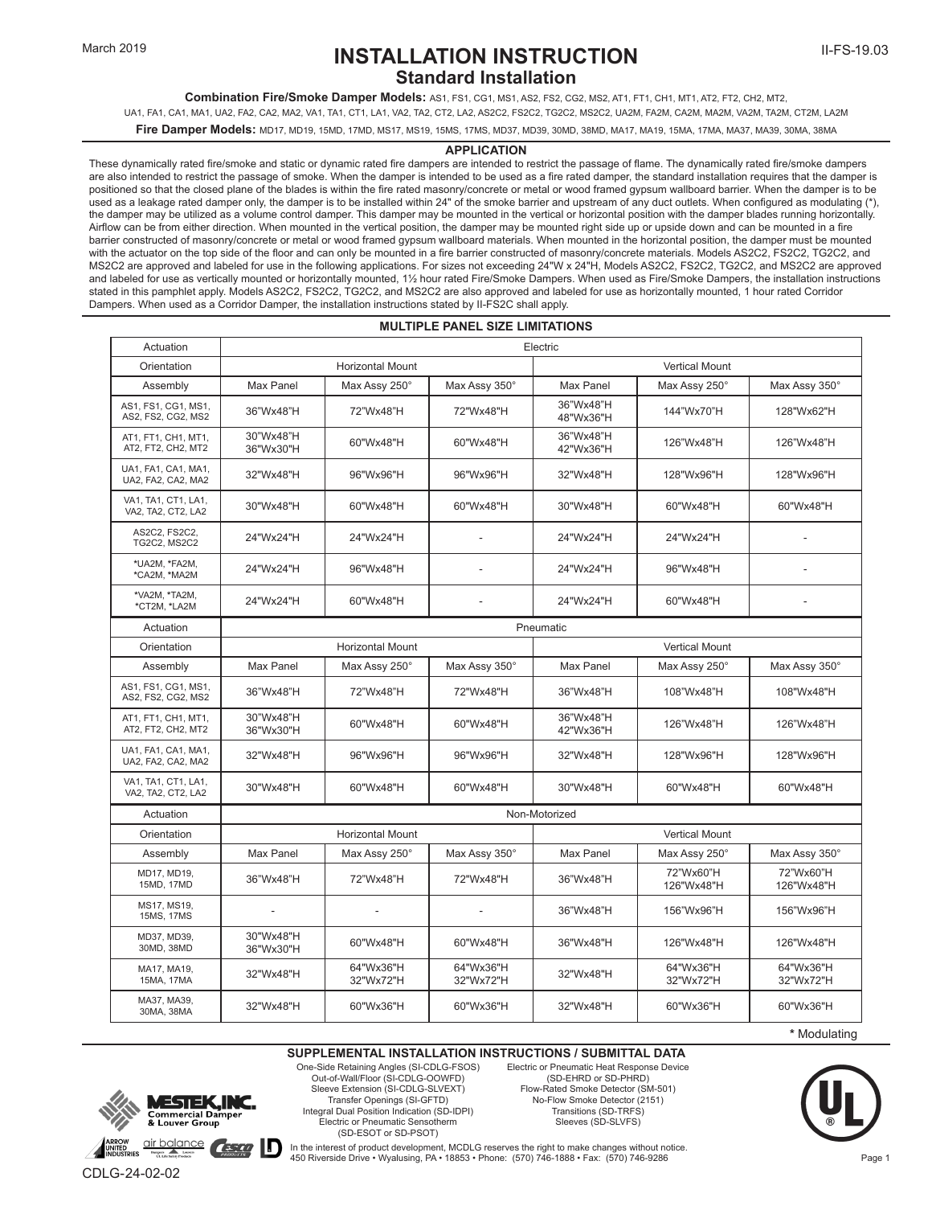# INSTALLATION INSTRUCTION
## Standard Installation

March 2019

II-FS-19.03

**Combination Fire/Smoke Damper Models:** AS1, FS1, CG1, MS1, AS2, FS2, CG2, MS2, AT1, FT1, CH1, MT1, AT2, FT2, CH2, MT2, UA1, FA1, CA1, MA1, UA2, FA2, CA2, MA2, VA1, TA1, CT1, LA1, VA2, TA2, CT2, LA2, AS2C2, FS2C2, TG2C2, MS2C2, UA2M, FA2M, CA2M, MA2M, VA2M, TA2M, CT2M, LA2M

**Fire Damper Models:** MD17, MD19, 15MD, 17MD, MS17, MS19, 15MS, 17MS, MD37, MD39, 30MD, 38MD, MA17, MA19, 15MA, 17MA, MA37, MA39, 30MA, 38MA

### APPLICATION

These dynamically rated fire/smoke and static or dynamic rated fire dampers are intended to restrict the passage of flame. The dynamically rated fire/smoke dampers are also intended to restrict the passage of smoke. When the damper is intended to be used as a fire rated damper, the standard installation requires that the damper is positioned so that the closed plane of the blades is within the fire rated masonry/concrete or metal or wood framed gypsum wallboard barrier. When the damper is to be used as a leakage rated damper only, the damper is to be installed within 24" of the smoke barrier and upstream of any duct outlets. When configured as modulating (*), the damper may be utilized as a volume control damper. This damper may be mounted in the vertical or horizontal position with the damper blades running horizontally. Airflow can be from either direction. When mounted in the vertical position, the damper may be mounted right side up or upside down and can be mounted in a fire barrier constructed of masonry/concrete or metal or wood framed gypsum wallboard materials. When mounted in the horizontal position, the damper must be mounted with the actuator on the top side of the floor and can only be mounted in a fire barrier constructed of masonry/concrete materials. Models AS2C2, FS2C2, TG2C2, and MS2C2 are approved and labeled for use in the following applications. For sizes not exceeding 24"W x 24"H, Models AS2C2, FS2C2, TG2C2, and MS2C2 are approved and labeled for use as vertically mounted or horizontally mounted, 1½ hour rated Fire/Smoke Dampers. When used as Fire/Smoke Dampers, the installation instructions stated in this pamphlet apply. Models AS2C2, FS2C2, TG2C2, and MS2C2 are also approved and labeled for use as horizontally mounted, 1 hour rated Corridor Dampers. When used as a Corridor Damper, the installation instructions stated by II-FS2C shall apply.

### MULTIPLE PANEL SIZE LIMITATIONS

| Actuation | Electric | | | | | |
|---|---|---|---|---|---|---|
| Orientation | Horizontal Mount | | | Vertical Mount | | |
| Assembly | Max Panel | Max Assy 250° | Max Assy 350° | Max Panel | Max Assy 250° | Max Assy 350° |
| AS1, FS1, CG1, MS1, AS2, FS2, CG2, MS2 | 36"Wx48"H | 72"Wx48"H | 72"Wx48"H | 36"Wx48"H 48"Wx36"H | 144"Wx70"H | 128"Wx62"H |
| AT1, FT1, CH1, MT1, AT2, FT2, CH2, MT2 | 30"Wx48"H 36"Wx30"H | 60"Wx48"H | 60"Wx48"H | 36"Wx48"H 42"Wx36"H | 126"Wx48"H | 126"Wx48"H |
| UA1, FA1, CA1, MA1, UA2, FA2, CA2, MA2 | 32"Wx48"H | 96"Wx96"H | 96"Wx96"H | 32"Wx48"H | 128"Wx96"H | 128"Wx96"H |
| VA1, TA1, CT1, LA1, VA2, TA2, CT2, LA2 | 30"Wx48"H | 60"Wx48"H | 60"Wx48"H | 30"Wx48"H | 60"Wx48"H | 60"Wx48"H |
| AS2C2, FS2C2, TG2C2, MS2C2 | 24"Wx24"H | 24"Wx24"H | - | 24"Wx24"H | 24"Wx24"H | - |
| *UA2M, *FA2M, *CA2M, *MA2M | 24"Wx24"H | 96"Wx48"H | - | 24"Wx24"H | 96"Wx48"H | - |
| *VA2M, *TA2M, *CT2M, *LA2M | 24"Wx24"H | 60"Wx48"H | - | 24"Wx24"H | 60"Wx48"H | - |
| Actuation | Pneumatic | | | | | |
| Orientation | Horizontal Mount | | | Vertical Mount | | |
| Assembly | Max Panel | Max Assy 250° | Max Assy 350° | Max Panel | Max Assy 250° | Max Assy 350° |
| AS1, FS1, CG1, MS1, AS2, FS2, CG2, MS2 | 36"Wx48"H | 72"Wx48"H | 72"Wx48"H | 36"Wx48"H | 108"Wx48"H | 108"Wx48"H |
| AT1, FT1, CH1, MT1, AT2, FT2, CH2, MT2 | 30"Wx48"H 36"Wx30"H | 60"Wx48"H | 60"Wx48"H | 36"Wx48"H 42"Wx36"H | 126"Wx48"H | 126"Wx48"H |
| UA1, FA1, CA1, MA1, UA2, FA2, CA2, MA2 | 32"Wx48"H | 96"Wx96"H | 96"Wx96"H | 32"Wx48"H | 128"Wx96"H | 128"Wx96"H |
| VA1, TA1, CT1, LA1, VA2, TA2, CT2, LA2 | 30"Wx48"H | 60"Wx48"H | 60"Wx48"H | 30"Wx48"H | 60"Wx48"H | 60"Wx48"H |
| Actuation | Non-Motorized | | | | | |
| Orientation | Horizontal Mount | | | Vertical Mount | | |
| Assembly | Max Panel | Max Assy 250° | Max Assy 350° | Max Panel | Max Assy 250° | Max Assy 350° |
| MD17, MD19, 15MD, 17MD | 36"Wx48"H | 72"Wx48"H | 72"Wx48"H | 36"Wx48"H | 72"Wx60"H 126"Wx48"H | 72"Wx60"H 126"Wx48"H |
| MS17, MS19, 15MS, 17MS | - | - | - | 36"Wx48"H | 156"Wx96"H | 156"Wx96"H |
| MD37, MD39, 30MD, 38MD | 30"Wx48"H 36"Wx30"H | 60"Wx48"H | 60"Wx48"H | 36"Wx48"H | 126"Wx48"H | 126"Wx48"H |
| MA17, MA19, 15MA, 17MA | 32"Wx48"H | 64"Wx36"H 32"Wx72"H | 64"Wx36"H 32"Wx72"H | 32"Wx48"H | 64"Wx36"H 32"Wx72"H | 64"Wx36"H 32"Wx72"H |
| MA37, MA39, 30MA, 38MA | 32"Wx48"H | 60"Wx36"H | 60"Wx36"H | 32"Wx48"H | 60"Wx36"H | 60"Wx36"H |

**\*** Modulating

### SUPPLEMENTAL INSTALLATION INSTRUCTIONS / SUBMITTAL DATA

- One-Side Retaining Angles (SI-CDLG-FSOS)
- Out-of-Wall/Floor (SI-CDLG-OOWFD)
- Sleeve Extension (SI-CDLG-SLVEXT)
- Transfer Openings (SI-GFTD)
- Integral Dual Position Indication (SD-IDPI)
- Electric or Pneumatic Sensotherm (SD-ESOT or SD-PSOT)
- Electric or Pneumatic Heat Response Device (SD-EHRD or SD-PHRD)
- Flow-Rated Smoke Detector (SM-501)
- No-Flow Smoke Detector (2151)
- Transitions (SD-TRFS)
- Sleeves (SD-SLVFS)

MESTEK, INC. Commercial Damper & Louver Group

In the interest of product development, MCDLG reserves the right to make changes without notice.
450 Riverside Drive • Wyalusing, PA • 18853 • Phone: (570) 746-1888 • Fax: (570) 746-9286

CDLG-24-02-02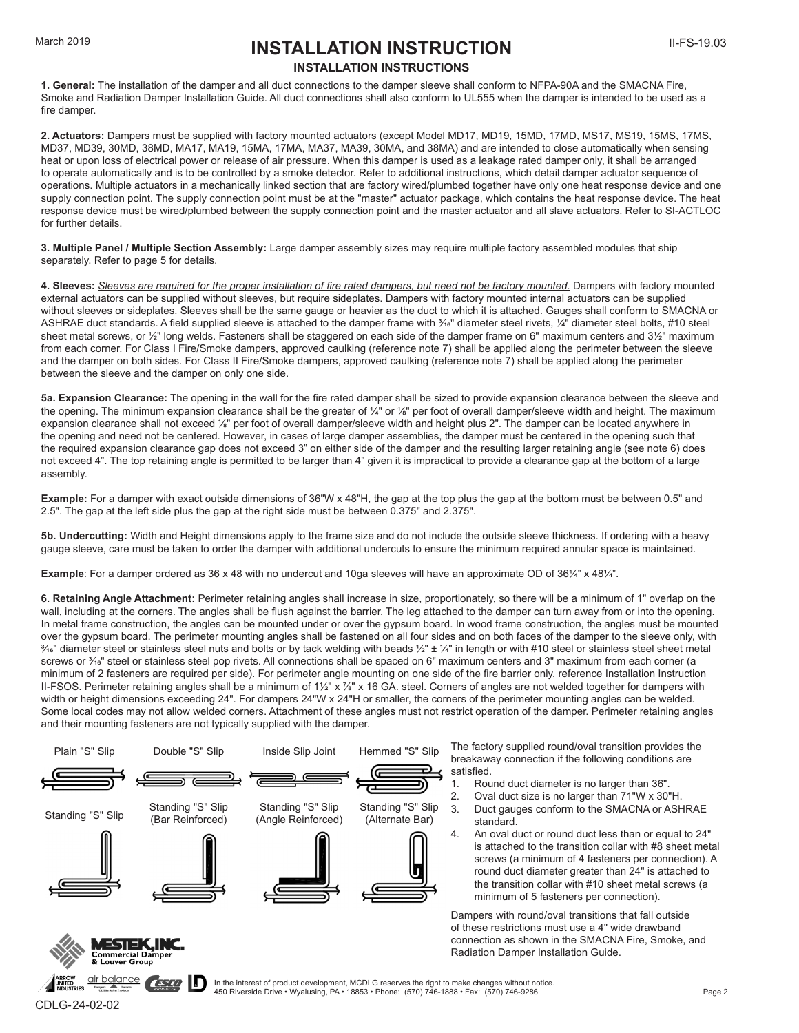# INSTALLATION INSTRUCTION

## INSTALLATION INSTRUCTIONS

**1. General:** The installation of the damper and all duct connections to the damper sleeve shall conform to NFPA-90A and the SMACNA Fire, Smoke and Radiation Damper Installation Guide. All duct connections shall also conform to UL555 when the damper is intended to be used as a fire damper.

**2. Actuators:** Dampers must be supplied with factory mounted actuators (except Model MD17, MD19, 15MD, 17MD, MS17, MS19, 15MS, 17MS, MD37, MD39, 30MD, 38MD, MA17, MA19, 15MA, 17MA, MA37, MA39, 30MA, and 38MA) and are intended to close automatically when sensing heat or upon loss of electrical power or release of air pressure. When this damper is used as a leakage rated damper only, it shall be arranged to operate automatically and is to be controlled by a smoke detector. Refer to additional instructions, which detail damper actuator sequence of operations. Multiple actuators in a mechanically linked section that are factory wired/plumbed together have only one heat response device and one supply connection point. The supply connection point must be at the "master" actuator package, which contains the heat response device. The heat response device must be wired/plumbed between the supply connection point and the master actuator and all slave actuators. Refer to SI-ACTLOC for further details.

**3. Multiple Panel / Multiple Section Assembly:** Large damper assembly sizes may require multiple factory assembled modules that ship separately. Refer to page 5 for details.

**4. Sleeves:** *Sleeves are required for the proper installation of fire rated dampers, but need not be factory mounted.* Dampers with factory mounted external actuators can be supplied without sleeves, but require sideplates. Dampers with factory mounted internal actuators can be supplied without sleeves or sideplates. Sleeves shall be the same gauge or heavier as the duct to which it is attached. Gauges shall conform to SMACNA or ASHRAE duct standards. A field supplied sleeve is attached to the damper frame with 3⁄16" diameter steel rivets, ¼" diameter steel bolts, #10 steel sheet metal screws, or ½" long welds. Fasteners shall be staggered on each side of the damper frame on 6" maximum centers and 3½" maximum from each corner. For Class I Fire/Smoke dampers, approved caulking (reference note 7) shall be applied along the perimeter between the sleeve and the damper on both sides. For Class II Fire/Smoke dampers, approved caulking (reference note 7) shall be applied along the perimeter between the sleeve and the damper on only one side.

**5a. Expansion Clearance:** The opening in the wall for the fire rated damper shall be sized to provide expansion clearance between the sleeve and the opening. The minimum expansion clearance shall be the greater of ¼" or ⅛" per foot of overall damper/sleeve width and height. The maximum expansion clearance shall not exceed ⅛" per foot of overall damper/sleeve width and height plus 2". The damper can be located anywhere in the opening and need not be centered. However, in cases of large damper assemblies, the damper must be centered in the opening such that the required expansion clearance gap does not exceed 3" on either side of the damper and the resulting larger retaining angle (see note 6) does not exceed 4". The top retaining angle is permitted to be larger than 4" given it is impractical to provide a clearance gap at the bottom of a large assembly.

**Example:** For a damper with exact outside dimensions of 36"W x 48"H, the gap at the top plus the gap at the bottom must be between 0.5" and 2.5". The gap at the left side plus the gap at the right side must be between 0.375" and 2.375".

**5b. Undercutting:** Width and Height dimensions apply to the frame size and do not include the outside sleeve thickness. If ordering with a heavy gauge sleeve, care must be taken to order the damper with additional undercuts to ensure the minimum required annular space is maintained.

**Example**: For a damper ordered as 36 x 48 with no undercut and 10ga sleeves will have an approximate OD of 36¼" x 48¼".

**6. Retaining Angle Attachment:** Perimeter retaining angles shall increase in size, proportionately, so there will be a minimum of 1" overlap on the wall, including at the corners. The angles shall be flush against the barrier. The leg attached to the damper can turn away from or into the opening. In metal frame construction, the angles can be mounted under or over the gypsum board. In wood frame construction, the angles must be mounted over the gypsum board. The perimeter mounting angles shall be fastened on all four sides and on both faces of the damper to the sleeve only, with 3⁄16" diameter steel or stainless steel nuts and bolts or by tack welding with beads ½" ± ¼" in length or with #10 steel or stainless steel sheet metal screws or 3⁄16" steel or stainless steel pop rivets. All connections shall be spaced on 6" maximum centers and 3" maximum from each corner (a minimum of 2 fasteners are required per side). For perimeter angle mounting on one side of the fire barrier only, reference Installation Instruction II-FSOS. Perimeter retaining angles shall be a minimum of 1½" x ⅞" x 16 GA. steel. Corners of angles are not welded together for dampers with width or height dimensions exceeding 24". For dampers 24"W x 24"H or smaller, the corners of the perimeter mounting angles can be welded. Some local codes may not allow welded corners. Attachment of these angles must not restrict operation of the damper. Perimeter retaining angles and their mounting fasteners are not typically supplied with the damper.

Plain "S" Slip | Double "S" Slip | Inside Slip Joint | Hemmed "S" Slip

Standing "S" Slip | Standing "S" Slip (Bar Reinforced) | Standing "S" Slip (Angle Reinforced) | Standing "S" Slip (Alternate Bar)

The factory supplied round/oval transition provides the breakaway connection if the following conditions are satisfied.

1. Round duct diameter is no larger than 36".
2. Oval duct size is no larger than 71"W x 30"H.
3. Duct gauges conform to the SMACNA or ASHRAE standard.
4. An oval duct or round duct less than or equal to 24" is attached to the transition collar with #8 sheet metal screws (a minimum of 4 fasteners per connection). A round duct diameter greater than 24" is attached to the transition collar with #10 sheet metal screws (a minimum of 5 fasteners per connection).

Dampers with round/oval transitions that fall outside of these restrictions must use a 4" wide drawband connection as shown in the SMACNA Fire, Smoke, and Radiation Damper Installation Guide.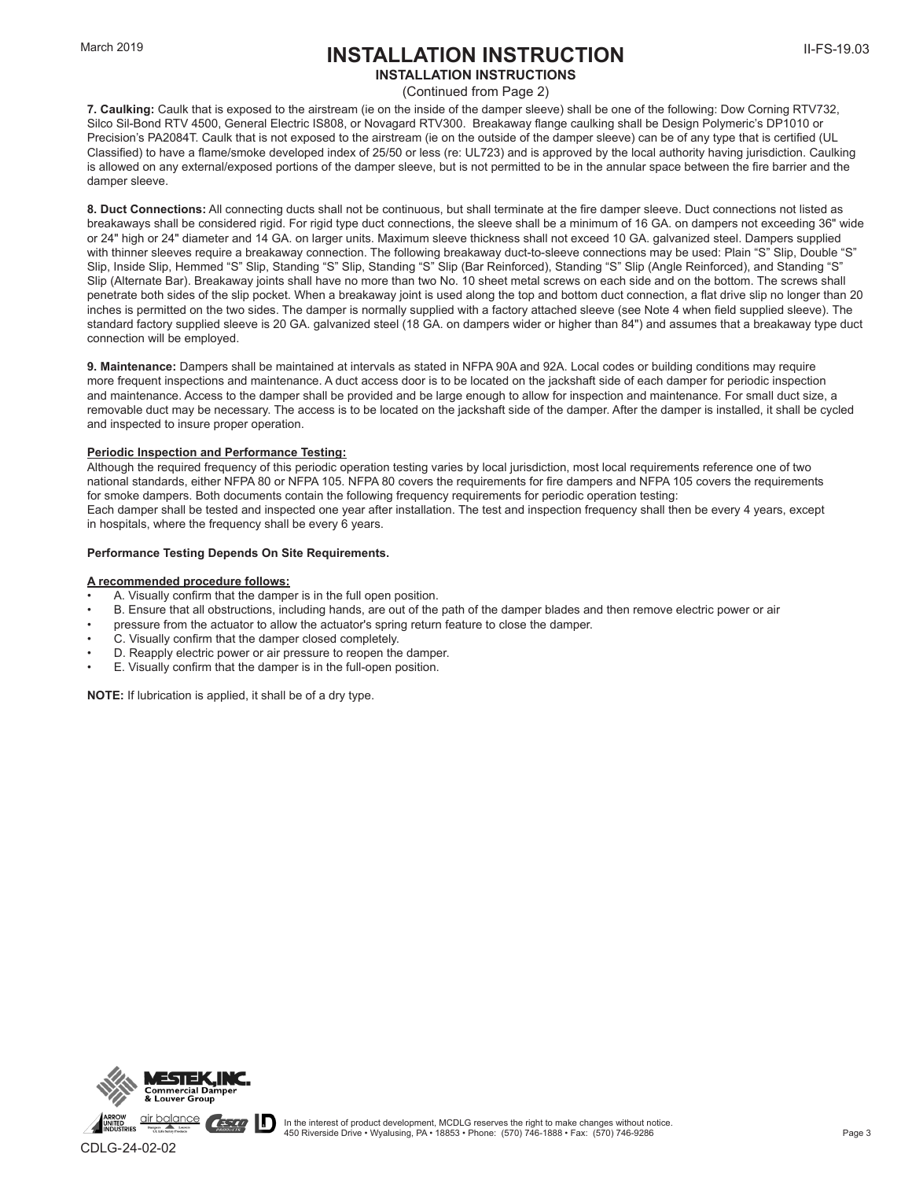# INSTALLATION INSTRUCTION

## INSTALLATION INSTRUCTIONS

(Continued from Page 2)

**7. Caulking:** Caulk that is exposed to the airstream (ie on the inside of the damper sleeve) shall be one of the following: Dow Corning RTV732, Silco Sil-Bond RTV 4500, General Electric IS808, or Novagard RTV300. Breakaway flange caulking shall be Design Polymeric's DP1010 or Precision's PA2084T. Caulk that is not exposed to the airstream (ie on the outside of the damper sleeve) can be of any type that is certified (UL Classified) to have a flame/smoke developed index of 25/50 or less (re: UL723) and is approved by the local authority having jurisdiction. Caulking is allowed on any external/exposed portions of the damper sleeve, but is not permitted to be in the annular space between the fire barrier and the damper sleeve.

**8. Duct Connections:** All connecting ducts shall not be continuous, but shall terminate at the fire damper sleeve. Duct connections not listed as breakaways shall be considered rigid. For rigid type duct connections, the sleeve shall be a minimum of 16 GA. on dampers not exceeding 36" wide or 24" high or 24" diameter and 14 GA. on larger units. Maximum sleeve thickness shall not exceed 10 GA. galvanized steel. Dampers supplied with thinner sleeves require a breakaway connection. The following breakaway duct-to-sleeve connections may be used: Plain "S" Slip, Double "S" Slip, Inside Slip, Hemmed "S" Slip, Standing "S" Slip, Standing "S" Slip (Bar Reinforced), Standing "S" Slip (Angle Reinforced), and Standing "S" Slip (Alternate Bar). Breakaway joints shall have no more than two No. 10 sheet metal screws on each side and on the bottom. The screws shall penetrate both sides of the slip pocket. When a breakaway joint is used along the top and bottom duct connection, a flat drive slip no longer than 20 inches is permitted on the two sides. The damper is normally supplied with a factory attached sleeve (see Note 4 when field supplied sleeve). The standard factory supplied sleeve is 20 GA. galvanized steel (18 GA. on dampers wider or higher than 84") and assumes that a breakaway type duct connection will be employed.

**9. Maintenance:** Dampers shall be maintained at intervals as stated in NFPA 90A and 92A. Local codes or building conditions may require more frequent inspections and maintenance. A duct access door is to be located on the jackshaft side of each damper for periodic inspection and maintenance. Access to the damper shall be provided and be large enough to allow for inspection and maintenance. For small duct size, a removable duct may be necessary. The access is to be located on the jackshaft side of the damper. After the damper is installed, it shall be cycled and inspected to insure proper operation.

**Periodic Inspection and Performance Testing:**

Although the required frequency of this periodic operation testing varies by local jurisdiction, most local requirements reference one of two national standards, either NFPA 80 or NFPA 105. NFPA 80 covers the requirements for fire dampers and NFPA 105 covers the requirements for smoke dampers. Both documents contain the following frequency requirements for periodic operation testing:
Each damper shall be tested and inspected one year after installation. The test and inspection frequency shall then be every 4 years, except in hospitals, where the frequency shall be every 6 years.

**Performance Testing Depends On Site Requirements.**

**A recommended procedure follows:**

- A. Visually confirm that the damper is in the full open position.
- B. Ensure that all obstructions, including hands, are out of the path of the damper blades and then remove electric power or air
- pressure from the actuator to allow the actuator's spring return feature to close the damper.
- C. Visually confirm that the damper closed completely.
- D. Reapply electric power or air pressure to reopen the damper.
- E. Visually confirm that the damper is in the full-open position.

**NOTE:** If lubrication is applied, it shall be of a dry type.

In the interest of product development, MCDLG reserves the right to make changes without notice.
450 Riverside Drive • Wyalusing, PA • 18853 • Phone: (570) 746-1888 • Fax: (570) 746-9286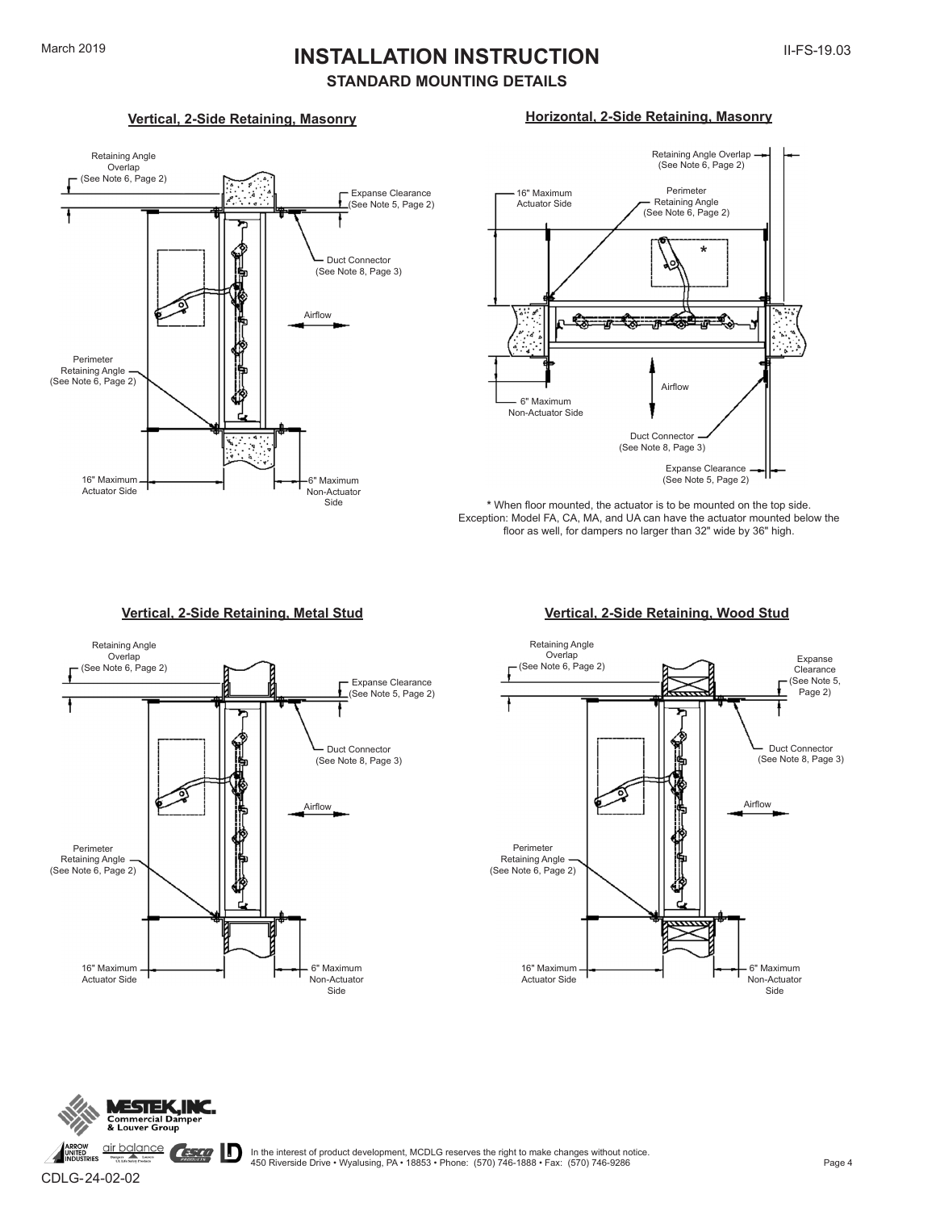# INSTALLATION INSTRUCTION

## STANDARD MOUNTING DETAILS

### Vertical, 2-Side Retaining, Masonry

Retaining Angle Overlap (See Note 6, Page 2)

Expanse Clearance (See Note 5, Page 2)

Duct Connector (See Note 8, Page 3)

Airflow

Perimeter Retaining Angle (See Note 6, Page 2)

16" Maximum Actuator Side

6" Maximum Non-Actuator Side

### Horizontal, 2-Side Retaining, Masonry

Retaining Angle Overlap (See Note 6, Page 2)

16" Maximum Actuator Side

Perimeter Retaining Angle (See Note 6, Page 2)

*

Airflow

6" Maximum Non-Actuator Side

Duct Connector (See Note 8, Page 3)

Expanse Clearance (See Note 5, Page 2)

* When floor mounted, the actuator is to be mounted on the top side. Exception: Model FA, CA, MA, and UA can have the actuator mounted below the floor as well, for dampers no larger than 32" wide by 36" high.

### Vertical, 2-Side Retaining, Metal Stud

Retaining Angle Overlap (See Note 6, Page 2)

Expanse Clearance (See Note 5, Page 2)

Duct Connector (See Note 8, Page 3)

Airflow

Perimeter Retaining Angle (See Note 6, Page 2)

16" Maximum Actuator Side

6" Maximum Non-Actuator Side

### Vertical, 2-Side Retaining, Wood Stud

Retaining Angle Overlap (See Note 6, Page 2)

Expanse Clearance (See Note 5, Page 2)

Duct Connector (See Note 8, Page 3)

Airflow

Perimeter Retaining Angle (See Note 6, Page 2)

16" Maximum Actuator Side

6" Maximum Non-Actuator Side

In the interest of product development, MCDLG reserves the right to make changes without notice.
450 Riverside Drive • Wyalusing, PA • 18853 • Phone: (570) 746-1888 • Fax: (570) 746-9286

CDLG-24-02-02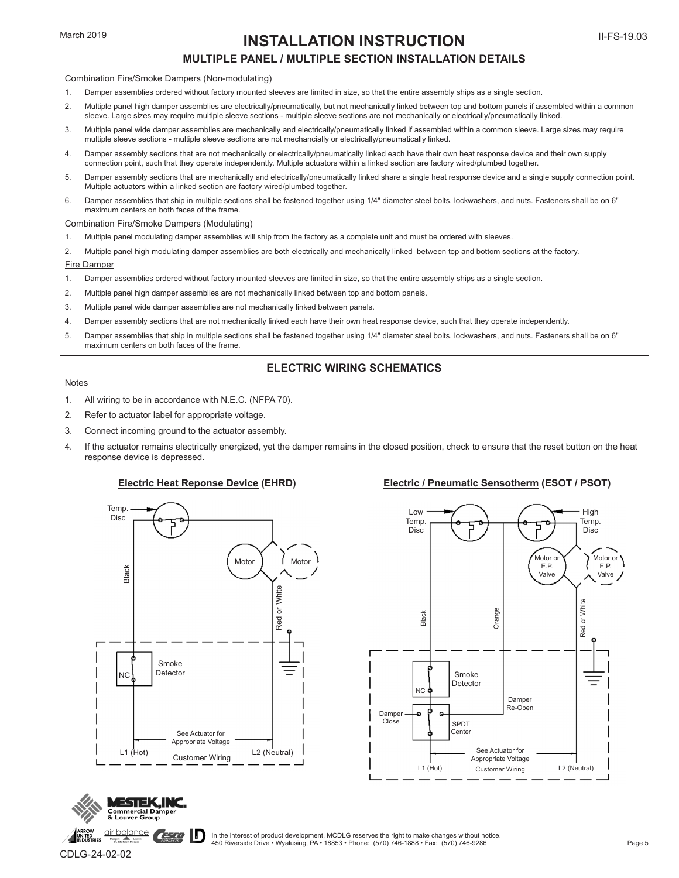# INSTALLATION INSTRUCTION

## MULTIPLE PANEL / MULTIPLE SECTION INSTALLATION DETAILS

Combination Fire/Smoke Dampers (Non-modulating)

1. Damper assemblies ordered without factory mounted sleeves are limited in size, so that the entire assembly ships as a single section.
2. Multiple panel high damper assemblies are electrically/pneumatically, but not mechanically linked between top and bottom panels if assembled within a common sleeve. Large sizes may require multiple sleeve sections - multiple sleeve sections are not mechanically or electrically/pneumatically linked.
3. Multiple panel wide damper assemblies are mechanically and electrically/pneumatically linked if assembled within a common sleeve. Large sizes may require multiple sleeve sections - multiple sleeve sections are not mechancially or electrically/pneumatically linked.
4. Damper assembly sections that are not mechanically or electrically/pneumatically linked each have their own heat response device and their own supply connection point, such that they operate independently. Multiple actuators within a linked section are factory wired/plumbed together.
5. Damper assembly sections that are mechanically and electrically/pneumatically linked share a single heat response device and a single supply connection point. Multiple actuators within a linked section are factory wired/plumbed together.
6. Damper assemblies that ship in multiple sections shall be fastened together using 1/4" diameter steel bolts, lockwashers, and nuts. Fasteners shall be on 6" maximum centers on both faces of the frame.

Combination Fire/Smoke Dampers (Modulating)

1. Multiple panel modulating damper assemblies will ship from the factory as a complete unit and must be ordered with sleeves.
2. Multiple panel high modulating damper assemblies are both electrically and mechanically linked between top and bottom sections at the factory.

Fire Damper

1. Damper assemblies ordered without factory mounted sleeves are limited in size, so that the entire assembly ships as a single section.
2. Multiple panel high damper assemblies are not mechanically linked between top and bottom panels.
3. Multiple panel wide damper assemblies are not mechanically linked between panels.
4. Damper assembly sections that are not mechanically linked each have their own heat response device, such that they operate independently.
5. Damper assemblies that ship in multiple sections shall be fastened together using 1/4" diameter steel bolts, lockwashers, and nuts. Fasteners shall be on 6" maximum centers on both faces of the frame.

## ELECTRIC WIRING SCHEMATICS

Notes

1. All wiring to be in accordance with N.E.C. (NFPA 70).
2. Refer to actuator label for appropriate voltage.
3. Connect incoming ground to the actuator assembly.
4. If the actuator remains electrically energized, yet the damper remains in the closed position, check to ensure that the reset button on the heat response device is depressed.

**Electric Heat Reponse Device (EHRD)**

Temp. Disc, Motor, Motor, Black, Red or White, Smoke Detector, NC, See Actuator for Appropriate Voltage, L1 (Hot), L2 (Neutral), Customer Wiring

**Electric / Pneumatic Sensotherm (ESOT / PSOT)**

Low Temp. Disc, High Temp. Disc, Motor or E.P. Valve, Motor or E.P. Valve, Black, Orange, Red or White, Smoke Detector, NC, Damper Close, Damper Re-Open, SPDT Center, See Actuator for Appropriate Voltage, L1 (Hot), L2 (Neutral), Customer Wiring

In the interest of product development, MCDLG reserves the right to make changes without notice.
450 Riverside Drive • Wyalusing, PA • 18853 • Phone: (570) 746-1888 • Fax: (570) 746-9286

CDLG-24-02-02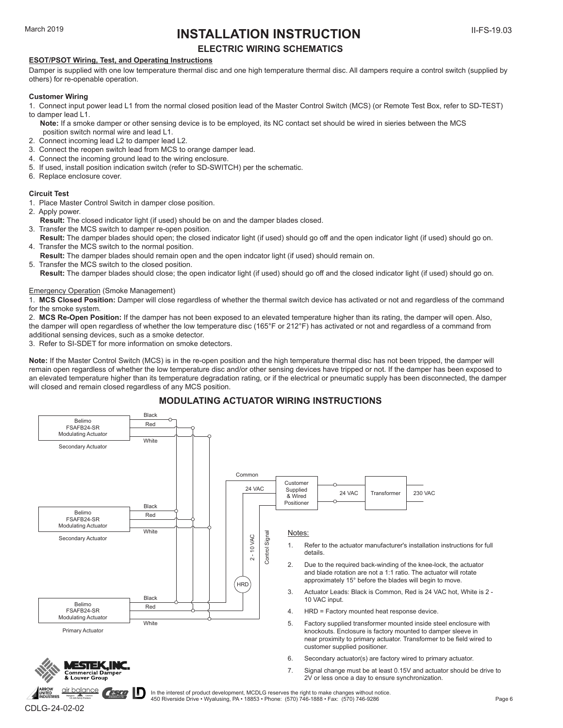# INSTALLATION INSTRUCTION

## ELECTRIC WIRING SCHEMATICS

**ESOT/PSOT Wiring, Test, and Operating Instructions**

Damper is supplied with one low temperature thermal disc and one high temperature thermal disc. All dampers require a control switch (supplied by others) for re-openable operation.

**Customer Wiring**

1. Connect input power lead L1 from the normal closed position lead of the Master Control Switch (MCS) (or Remote Test Box, refer to SD-TEST) to damper lead L1.

   **Note:** If a smoke damper or other sensing device is to be employed, its NC contact set should be wired in sieries between the MCS position switch normal wire and lead L1.
2. Connect incoming lead L2 to damper lead L2.
3. Connect the reopen switch lead from MCS to orange damper lead.
4. Connect the incoming ground lead to the wiring enclosure.
5. If used, install position indication switch (refer to SD-SWITCH) per the schematic.
6. Replace enclosure cover.

**Circuit Test**

1. Place Master Control Switch in damper close position.
2. Apply power.

   **Result:** The closed indicator light (if used) should be on and the damper blades closed.
3. Transfer the MCS switch to damper re-open position.

   **Result:** The damper blades should open; the closed indicator light (if used) should go off and the open indicator light (if used) should go on.
4. Transfer the MCS switch to the normal position.

   **Result:** The damper blades should remain open and the open indcator light (if used) should remain on.
5. Transfer the MCS switch to the closed position.

   **Result:** The damper blades should close; the open indicator light (if used) should go off and the closed indicator light (if used) should go on.

Emergency Operation (Smoke Management)

1. **MCS Closed Position:** Damper will close regardless of whether the thermal switch device has activated or not and regardless of the command for the smoke system.
2. **MCS Re-Open Position:** If the damper has not been exposed to an elevated temperature higher than its rating, the damper will open. Also, the damper will open regardless of whether the low temperature disc (165°F or 212°F) has activated or not and regardless of a command from additional sensing devices, such as a smoke detector.
3. Refer to SI-SDET for more information on smoke detectors.

**Note:** If the Master Control Switch (MCS) is in the re-open position and the high temperature thermal disc has not been tripped, the damper will remain open regardless of whether the low temperature disc and/or other sensing devices have tripped or not. If the damper has been exposed to an elevated temperature higher than its temperature degradation rating, or if the electrical or pneumatic supply has been disconnected, the damper will closed and remain closed regardless of any MCS position.

## MODULATING ACTUATOR WIRING INSTRUCTIONS

Belimo FSAFB24-SR Modulating Actuator — Secondary Actuator (Black, Red, White)

Belimo FSAFB24-SR Modulating Actuator — Secondary Actuator (Black, Red, White)

Belimo FSAFB24-SR Modulating Actuator — Primary Actuator (Black, Red, White)

Common — 24 VAC — Customer Supplied & Wired Positioner — 24 VAC — Transformer — 230 VAC

2 - 10 VAC — Control Signal — HRD

Notes:

1. Refer to the actuator manufacturer's installation instructions for full details.
2. Due to the required back-winding of the knee-lock, the actuator and blade rotation are not a 1:1 ratio. The actuator will rotate approximately 15° before the blades will begin to move.
3. Actuator Leads: Black is Common, Red is 24 VAC hot, White is 2 - 10 VAC input.
4. HRD = Factory mounted heat response device.
5. Factory supplied transformer mounted inside steel enclosure with knockouts. Enclosure is factory mounted to damper sleeve in near proximity to primary actuator. Transformer to be field wired to customer supplied positioner.
6. Secondary actuator(s) are factory wired to primary actuator.
7. Signal change must be at least 0.15V and actuator should be drive to 2V or less once a day to ensure synchronization.

In the interest of product development, MCDLG reserves the right to make changes without notice.
450 Riverside Drive • Wyalusing, PA • 18853 • Phone: (570) 746-1888 • Fax: (570) 746-9286

CDLG-24-02-02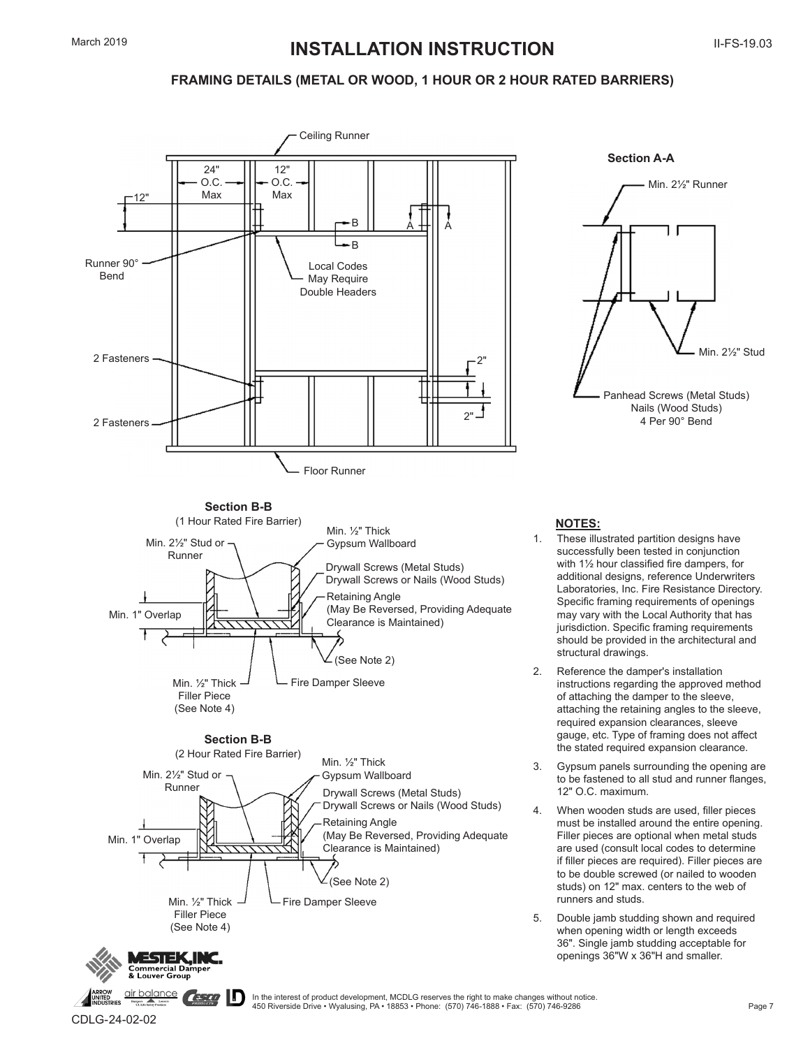# INSTALLATION INSTRUCTION

## FRAMING DETAILS (METAL OR WOOD, 1 HOUR OR 2 HOUR RATED BARRIERS)

Ceiling Runner

24" O.C. Max

12" O.C. Max

12"

B

B

A

A

Runner 90° Bend

Local Codes May Require Double Headers

2 Fasteners

2"

2"

2 Fasteners

Floor Runner

**Section A-A**

Min. 2½" Runner

Min. 2½" Stud

Panhead Screws (Metal Studs)
Nails (Wood Studs)
4 Per 90° Bend

**Section B-B**
(1 Hour Rated Fire Barrier)

Min. 2½" Stud or Runner

Min. ½" Thick Gypsum Wallboard

Drywall Screws (Metal Studs)
Drywall Screws or Nails (Wood Studs)

Retaining Angle
(May Be Reversed, Providing Adequate Clearance is Maintained)

Min. 1" Overlap

(See Note 2)

Min. ½" Thick Filler Piece (See Note 4)

Fire Damper Sleeve

**Section B-B**
(2 Hour Rated Fire Barrier)

Min. 2½" Stud or Runner

Min. ½" Thick Gypsum Wallboard

Drywall Screws (Metal Studs)
Drywall Screws or Nails (Wood Studs)

Retaining Angle
(May Be Reversed, Providing Adequate Clearance is Maintained)

Min. 1" Overlap

(See Note 2)

Min. ½" Thick Filler Piece (See Note 4)

Fire Damper Sleeve

**NOTES:**

1. These illustrated partition designs have successfully been tested in conjunction with 1½ hour classified fire dampers, for additional designs, reference Underwriters Laboratories, Inc. Fire Resistance Directory. Specific framing requirements of openings may vary with the Local Authority that has jurisdiction. Specific framing requirements should be provided in the architectural and structural drawings.
2. Reference the damper's installation instructions regarding the approved method of attaching the damper to the sleeve, attaching the retaining angles to the sleeve, required expansion clearances, sleeve gauge, etc. Type of framing does not affect the stated required expansion clearance.
3. Gypsum panels surrounding the opening are to be fastened to all stud and runner flanges, 12" O.C. maximum.
4. When wooden studs are used, filler pieces must be installed around the entire opening. Filler pieces are optional when metal studs are used (consult local codes to determine if filler pieces are required). Filler pieces are to be double screwed (or nailed to wooden studs) on 12" max. centers to the web of runners and studs.
5. Double jamb studding shown and required when opening width or length exceeds 36". Single jamb studding acceptable for openings 36"W x 36"H and smaller.

MESTEK, INC. Commercial Damper & Louver Group

In the interest of product development, MCDLG reserves the right to make changes without notice.
450 Riverside Drive • Wyalusing, PA • 18853 • Phone: (570) 746-1888 • Fax: (570) 746-9286

CDLG-24-02-02